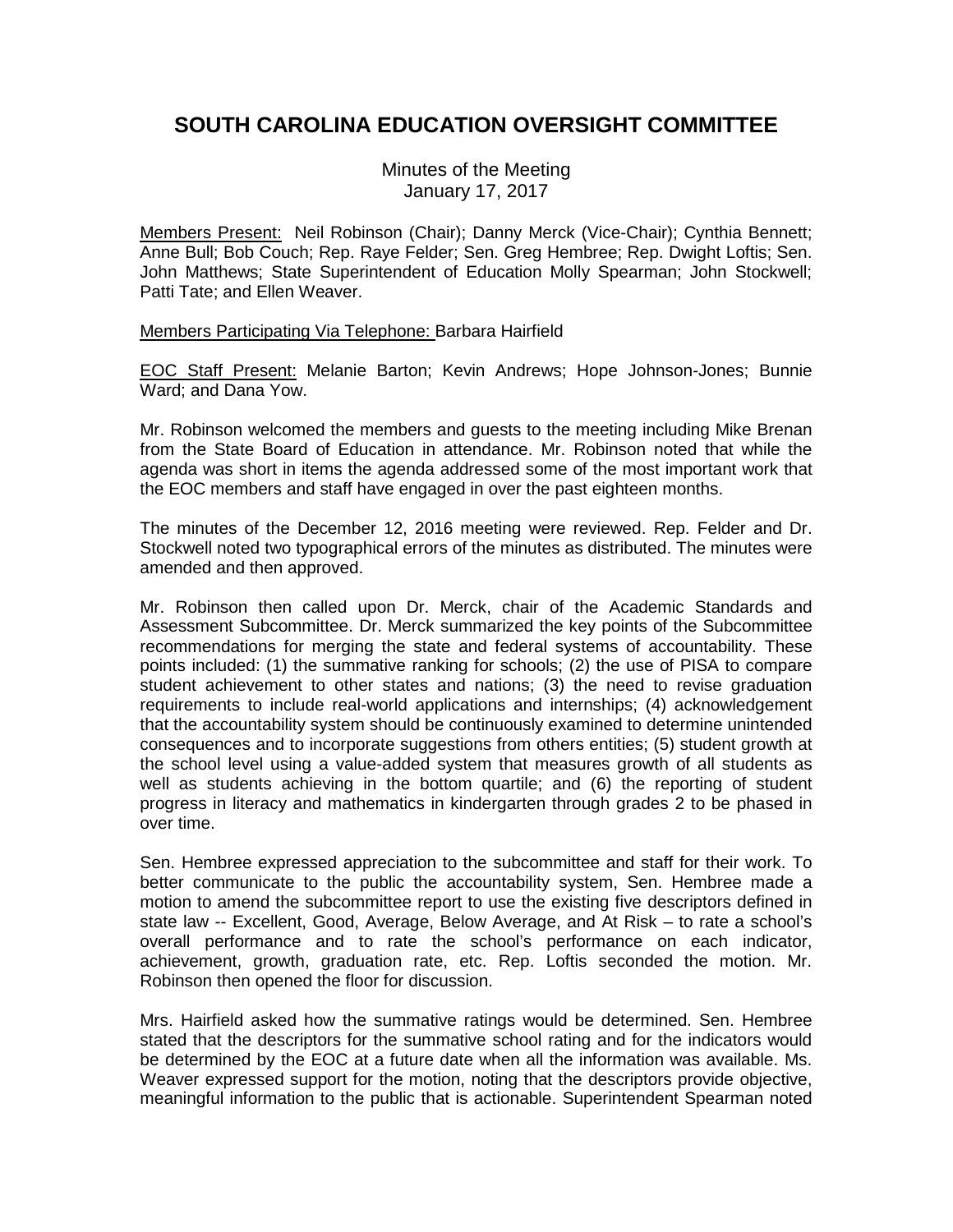# SOUTH CAROLINA EDUCATION OVERSIGHT COMMITTEE

Minutes of the Meeting
January 17, 2017

Members Present: Neil Robinson (Chair); Danny Merck (Vice-Chair); Cynthia Bennett; Anne Bull; Bob Couch; Rep. Raye Felder; Sen. Greg Hembree; Rep. Dwight Loftis; Sen. John Matthews; State Superintendent of Education Molly Spearman; John Stockwell; Patti Tate; and Ellen Weaver.

Members Participating Via Telephone: Barbara Hairfield

EOC Staff Present: Melanie Barton; Kevin Andrews; Hope Johnson-Jones; Bunnie Ward; and Dana Yow.

Mr. Robinson welcomed the members and guests to the meeting including Mike Brenan from the State Board of Education in attendance. Mr. Robinson noted that while the agenda was short in items the agenda addressed some of the most important work that the EOC members and staff have engaged in over the past eighteen months.

The minutes of the December 12, 2016 meeting were reviewed. Rep. Felder and Dr. Stockwell noted two typographical errors of the minutes as distributed. The minutes were amended and then approved.

Mr. Robinson then called upon Dr. Merck, chair of the Academic Standards and Assessment Subcommittee. Dr. Merck summarized the key points of the Subcommittee recommendations for merging the state and federal systems of accountability. These points included: (1) the summative ranking for schools; (2) the use of PISA to compare student achievement to other states and nations; (3) the need to revise graduation requirements to include real-world applications and internships; (4) acknowledgement that the accountability system should be continuously examined to determine unintended consequences and to incorporate suggestions from others entities; (5) student growth at the school level using a value-added system that measures growth of all students as well as students achieving in the bottom quartile; and (6) the reporting of student progress in literacy and mathematics in kindergarten through grades 2 to be phased in over time.

Sen. Hembree expressed appreciation to the subcommittee and staff for their work. To better communicate to the public the accountability system, Sen. Hembree made a motion to amend the subcommittee report to use the existing five descriptors defined in state law -- Excellent, Good, Average, Below Average, and At Risk – to rate a school's overall performance and to rate the school's performance on each indicator, achievement, growth, graduation rate, etc. Rep. Loftis seconded the motion. Mr. Robinson then opened the floor for discussion.

Mrs. Hairfield asked how the summative ratings would be determined. Sen. Hembree stated that the descriptors for the summative school rating and for the indicators would be determined by the EOC at a future date when all the information was available. Ms. Weaver expressed support for the motion, noting that the descriptors provide objective, meaningful information to the public that is actionable. Superintendent Spearman noted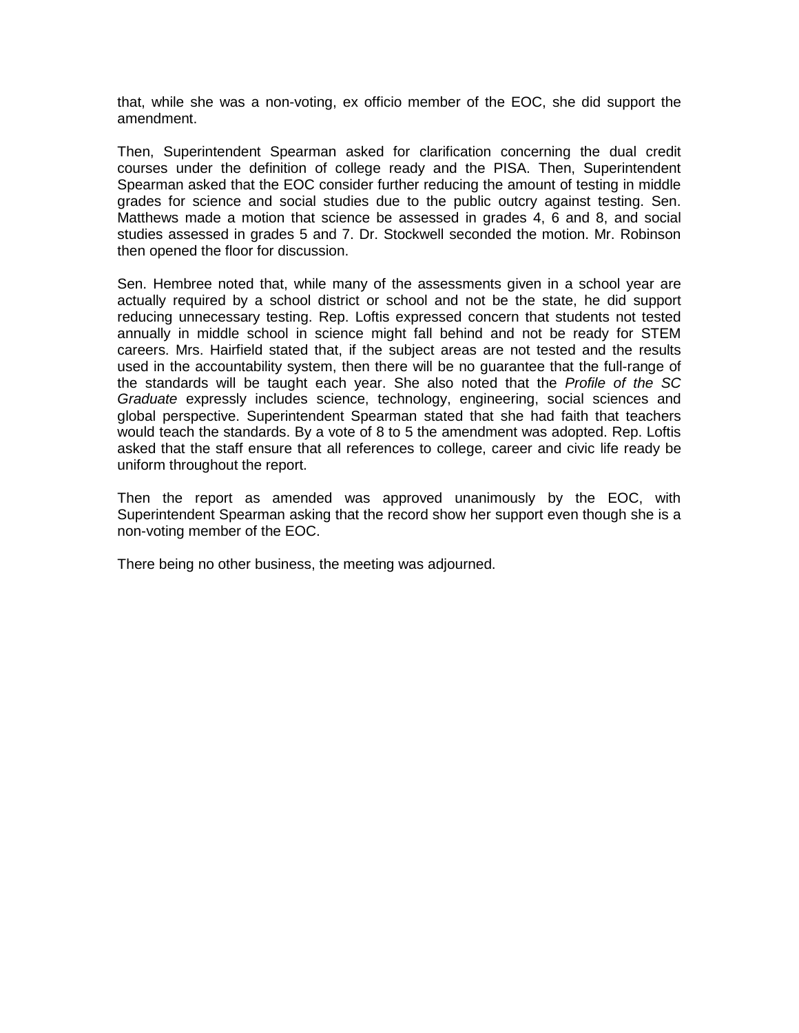that, while she was a non-voting, ex officio member of the EOC, she did support the amendment.

Then, Superintendent Spearman asked for clarification concerning the dual credit courses under the definition of college ready and the PISA. Then, Superintendent Spearman asked that the EOC consider further reducing the amount of testing in middle grades for science and social studies due to the public outcry against testing. Sen. Matthews made a motion that science be assessed in grades 4, 6 and 8, and social studies assessed in grades 5 and 7. Dr. Stockwell seconded the motion. Mr. Robinson then opened the floor for discussion.

Sen. Hembree noted that, while many of the assessments given in a school year are actually required by a school district or school and not be the state, he did support reducing unnecessary testing. Rep. Loftis expressed concern that students not tested annually in middle school in science might fall behind and not be ready for STEM careers. Mrs. Hairfield stated that, if the subject areas are not tested and the results used in the accountability system, then there will be no guarantee that the full-range of the standards will be taught each year. She also noted that the *Profile of the SC Graduate* expressly includes science, technology, engineering, social sciences and global perspective. Superintendent Spearman stated that she had faith that teachers would teach the standards. By a vote of 8 to 5 the amendment was adopted. Rep. Loftis asked that the staff ensure that all references to college, career and civic life ready be uniform throughout the report.

Then the report as amended was approved unanimously by the EOC, with Superintendent Spearman asking that the record show her support even though she is a non-voting member of the EOC.

There being no other business, the meeting was adjourned.